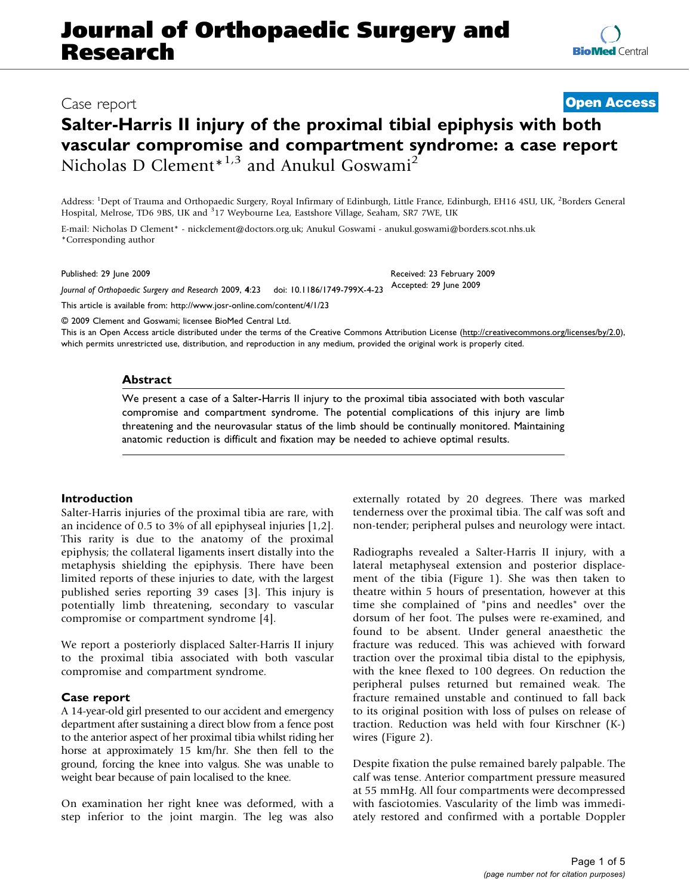# Journal of Orthopaedic Surgery and Research

Case report

**Open Access**

## Salter-Harris II injury of the proximal tibial epiphysis with both vascular compromise and compartment syndrome: a case report

Nicholas D Clement*[1,3] and Anukul Goswami[2]

Address: [1]Dept of Trauma and Orthopaedic Surgery, Royal Infirmary of Edinburgh, Little France, Edinburgh, EH16 4SU, UK, [2]Borders General Hospital, Melrose, TD6 9BS, UK and [3]17 Weybourne Lea, Eastshore Village, Seaham, SR7 7WE, UK

E-mail: Nicholas D Clement* - nickclement@doctors.org.uk; Anukul Goswami - anukul.goswami@borders.scot.nhs.uk
*Corresponding author

Published: 29 June 2009

Received: 23 February 2009
Accepted: 29 June 2009

*Journal of Orthopaedic Surgery and Research* 2009, **4**:23 doi: 10.1186/1749-799X-4-23

This article is available from: http://www.josr-online.com/content/4/1/23

© 2009 Clement and Goswami; licensee BioMed Central Ltd.
This is an Open Access article distributed under the terms of the Creative Commons Attribution License (http://creativecommons.org/licenses/by/2.0), which permits unrestricted use, distribution, and reproduction in any medium, provided the original work is properly cited.

### Abstract

We present a case of a Salter-Harris II injury to the proximal tibia associated with both vascular compromise and compartment syndrome. The potential complications of this injury are limb threatening and the neurovascular status of the limb should be continually monitored. Maintaining anatomic reduction is difficult and fixation may be needed to achieve optimal results.

### Introduction

Salter-Harris injuries of the proximal tibia are rare, with an incidence of 0.5 to 3% of all epiphyseal injuries [1,2]. This rarity is due to the anatomy of the proximal epiphysis; the collateral ligaments insert distally into the metaphysis shielding the epiphysis. There have been limited reports of these injuries to date, with the largest published series reporting 39 cases [3]. This injury is potentially limb threatening, secondary to vascular compromise or compartment syndrome [4].

We report a posteriorly displaced Salter-Harris II injury to the proximal tibia associated with both vascular compromise and compartment syndrome.

### Case report

A 14-year-old girl presented to our accident and emergency department after sustaining a direct blow from a fence post to the anterior aspect of her proximal tibia whilst riding her horse at approximately 15 km/hr. She then fell to the ground, forcing the knee into valgus. She was unable to weight bear because of pain localised to the knee.

On examination her right knee was deformed, with a step inferior to the joint margin. The leg was also externally rotated by 20 degrees. There was marked tenderness over the proximal tibia. The calf was soft and non-tender; peripheral pulses and neurology were intact.

Radiographs revealed a Salter-Harris II injury, with a lateral metaphyseal extension and posterior displacement of the tibia (Figure 1). She was then taken to theatre within 5 hours of presentation, however at this time she complained of "pins and needles" over the dorsum of her foot. The pulses were re-examined, and found to be absent. Under general anaesthetic the fracture was reduced. This was achieved with forward traction over the proximal tibia distal to the epiphysis, with the knee flexed to 100 degrees. On reduction the peripheral pulses returned but remained weak. The fracture remained unstable and continued to fall back to its original position with loss of pulses on release of traction. Reduction was held with four Kirschner (K-) wires (Figure 2).

Despite fixation the pulse remained barely palpable. The calf was tense. Anterior compartment pressure measured at 55 mmHg. All four compartments were decompressed with fasciotomies. Vascularity of the limb was immediately restored and confirmed with a portable Doppler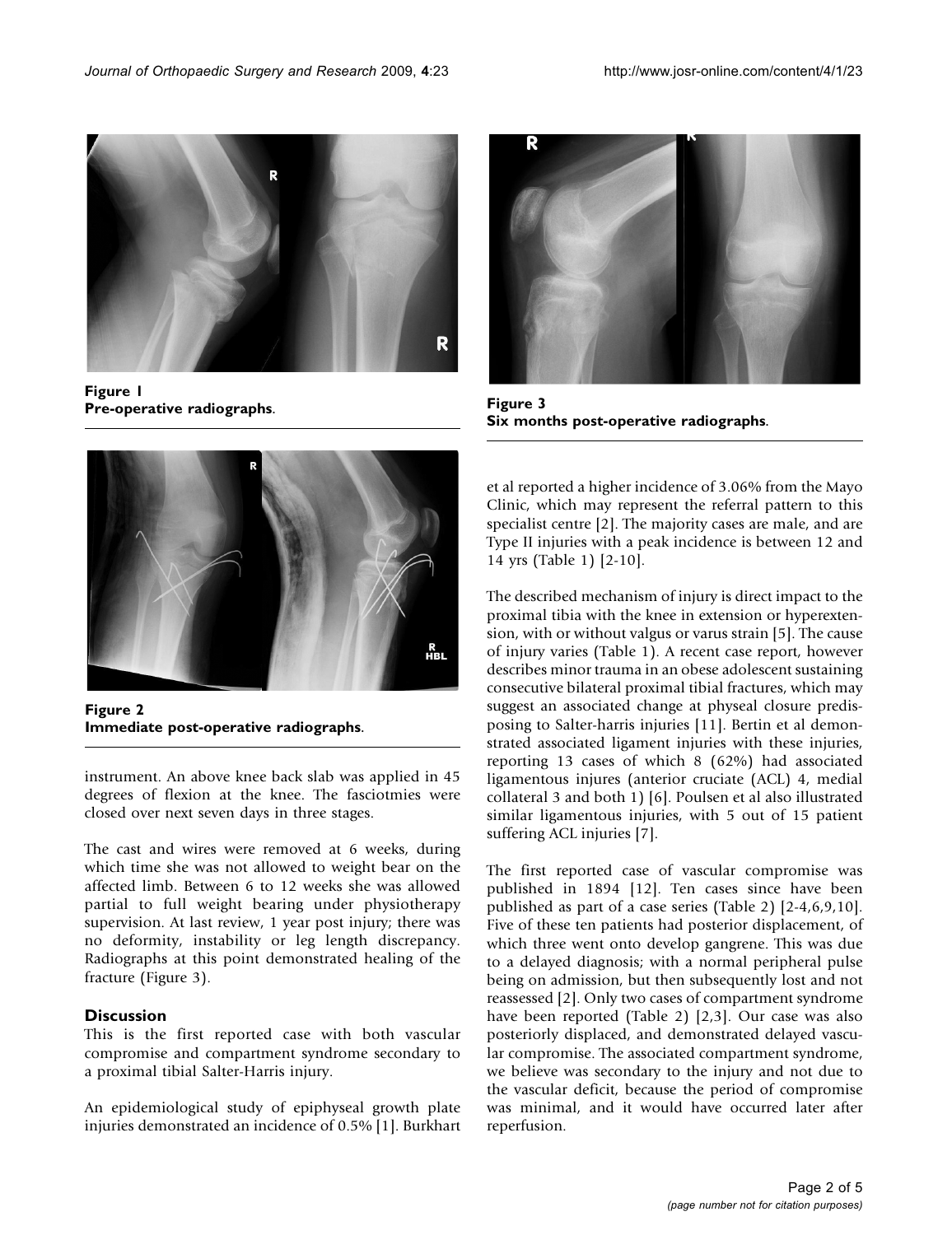Figure 1
**Pre-operative radiographs**.

Figure 2
**Immediate post-operative radiographs**.

instrument. An above knee back slab was applied in 45 degrees of flexion at the knee. The fasciotmies were closed over next seven days in three stages.

The cast and wires were removed at 6 weeks, during which time she was not allowed to weight bear on the affected limb. Between 6 to 12 weeks she was allowed partial to full weight bearing under physiotherapy supervision. At last review, 1 year post injury; there was no deformity, instability or leg length discrepancy. Radiographs at this point demonstrated healing of the fracture (Figure 3).

## Discussion

This is the first reported case with both vascular compromise and compartment syndrome secondary to a proximal tibial Salter-Harris injury.

An epidemiological study of epiphyseal growth plate injuries demonstrated an incidence of 0.5% [1]. Burkhart

Figure 3
**Six months post-operative radiographs**.

et al reported a higher incidence of 3.06% from the Mayo Clinic, which may represent the referral pattern to this specialist centre [2]. The majority cases are male, and are Type II injuries with a peak incidence is between 12 and 14 yrs (Table 1) [2-10].

The described mechanism of injury is direct impact to the proximal tibia with the knee in extension or hyperextension, with or without valgus or varus strain [5]. The cause of injury varies (Table 1). A recent case report, however describes minor trauma in an obese adolescent sustaining consecutive bilateral proximal tibial fractures, which may suggest an associated change at physeal closure predisposing to Salter-harris injuries [11]. Bertin et al demonstrated associated ligament injuries with these injuries, reporting 13 cases of which 8 (62%) had associated ligamentous injures (anterior cruciate (ACL) 4, medial collateral 3 and both 1) [6]. Poulsen et al also illustrated similar ligamentous injuries, with 5 out of 15 patient suffering ACL injuries [7].

The first reported case of vascular compromise was published in 1894 [12]. Ten cases since have been published as part of a case series (Table 2) [2-4,6,9,10]. Five of these ten patients had posterior displacement, of which three went onto develop gangrene. This was due to a delayed diagnosis; with a normal peripheral pulse being on admission, but then subsequently lost and not reassessed [2]. Only two cases of compartment syndrome have been reported (Table 2) [2,3]. Our case was also posteriorly displaced, and demonstrated delayed vascular compromise. The associated compartment syndrome, we believe was secondary to the injury and not due to the vascular deficit, because the period of compromise was minimal, and it would have occurred later after reperfusion.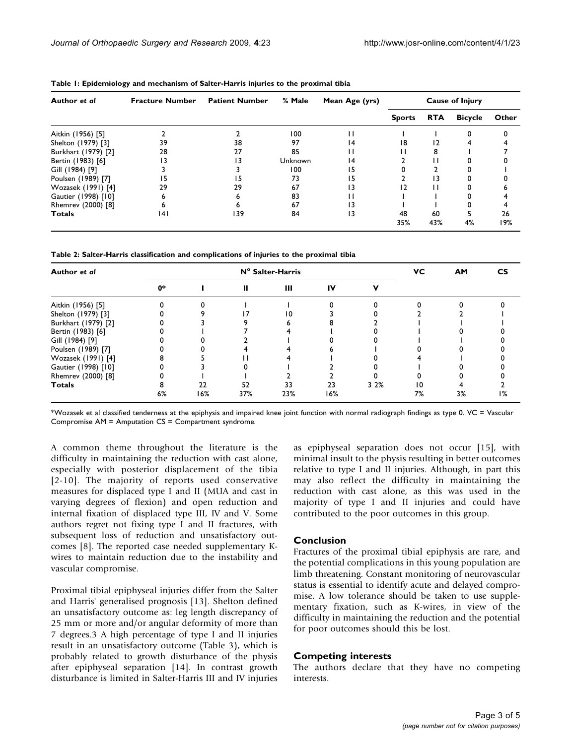**Table 1: Epidemiology and mechanism of Salter-Harris injuries to the proximal tibia**

| Author *et al* | Fracture Number | Patient Number | % Male | Mean Age (yrs) | Cause of Injury | | | |
|---|---|---|---|---|---|---|---|---|
| | | | | | Sports | RTA | Bicycle | Other |
| Aitkin (1956) [5] | 2 | 2 | 100 | 11 | 1 | 1 | 0 | 0 |
| Shelton (1979) [3] | 39 | 38 | 97 | 14 | 18 | 12 | 4 | 4 |
| Burkhart (1979) [2] | 28 | 27 | 85 | 11 | 11 | 8 | 1 | 7 |
| Bertin (1983) [6] | 13 | 13 | Unknown | 14 | 2 | 11 | 0 | 0 |
| Gill (1984) [9] | 3 | 3 | 100 | 15 | 0 | 2 | 0 | 1 |
| Poulsen (1989) [7] | 15 | 15 | 73 | 15 | 2 | 13 | 0 | 0 |
| Wozasek (1991) [4] | 29 | 29 | 67 | 13 | 12 | 11 | 0 | 6 |
| Gautier (1998) [10] | 6 | 6 | 83 | 11 | 1 | 1 | 0 | 4 |
| Rhemrev (2000) [8] | 6 | 6 | 67 | 13 | 1 | 1 | 0 | 4 |
| **Totals** | 141 | 139 | 84 | 13 | 48<br>35% | 60<br>43% | 5<br>4% | 26<br>19% |

**Table 2: Salter-Harris classification and complications of injuries to the proximal tibia**

| Author *et al* | N° Salter-Harris | | | | | | VC | AM | CS |
|---|---|---|---|---|---|---|---|---|---|
| | 0* | I | II | III | IV | V | | | |
| Aitkin (1956) [5] | 0 | 0 | 1 | 1 | 0 | 0 | 0 | 0 | 0 |
| Shelton (1979) [3] | 0 | 9 | 17 | 10 | 3 | 0 | 2 | 2 | 1 |
| Burkhart (1979) [2] | 0 | 3 | 9 | 6 | 8 | 2 | 1 | 1 | 1 |
| Bertin (1983) [6] | 0 | 1 | 7 | 4 | 1 | 0 | 1 | 0 | 0 |
| Gill (1984) [9] | 0 | 0 | 2 | 1 | 0 | 0 | 1 | 1 | 0 |
| Poulsen (1989) [7] | 0 | 0 | 4 | 4 | 6 | 1 | 0 | 0 | 0 |
| Wozasek (1991) [4] | 8 | 5 | 11 | 4 | 1 | 0 | 4 | 1 | 0 |
| Gautier (1998) [10] | 0 | 3 | 0 | 1 | 2 | 0 | 1 | 0 | 0 |
| Rhemrev (2000) [8] | 0 | 1 | 1 | 2 | 2 | 0 | 0 | 0 | 0 |
| **Totals** | 8<br>6% | 22<br>16% | 52<br>37% | 33<br>23% | 23<br>16% | 3 2% | 10<br>7% | 4<br>3% | 2<br>1% |

*Wozasek et al classified tenderness at the epiphysis and impaired knee joint function with normal radiograph findings as type 0. VC = Vascular Compromise AM = Amputation CS = Compartment syndrome.

A common theme throughout the literature is the difficulty in maintaining the reduction with cast alone, especially with posterior displacement of the tibia [2-10]. The majority of reports used conservative measures for displaced type I and II (MUA and cast in varying degrees of flexion) and open reduction and internal fixation of displaced type III, IV and V. Some authors regret not fixing type I and II fractures, with subsequent loss of reduction and unsatisfactory outcomes [8]. The reported case needed supplementary K-wires to maintain reduction due to the instability and vascular compromise.

Proximal tibial epiphyseal injuries differ from the Salter and Harris' generalised prognosis [13]. Shelton defined an unsatisfactory outcome as: leg length discrepancy of 25 mm or more and/or angular deformity of more than 7 degrees.3 A high percentage of type I and II injuries result in an unsatisfactory outcome (Table 3), which is probably related to growth disturbance of the physis after epiphyseal separation [14]. In contrast growth disturbance is limited in Salter-Harris III and IV injuries as epiphyseal separation does not occur [15], with minimal insult to the physis resulting in better outcomes relative to type I and II injuries. Although, in part this may also reflect the difficulty in maintaining the reduction with cast alone, as this was used in the majority of type I and II injuries and could have contributed to the poor outcomes in this group.

## Conclusion

Fractures of the proximal tibial epiphysis are rare, and the potential complications in this young population are limb threatening. Constant monitoring of neurovascular status is essential to identify acute and delayed compromise. A low tolerance should be taken to use supplementary fixation, such as K-wires, in view of the difficulty in maintaining the reduction and the potential for poor outcomes should this be lost.

## Competing interests

The authors declare that they have no competing interests.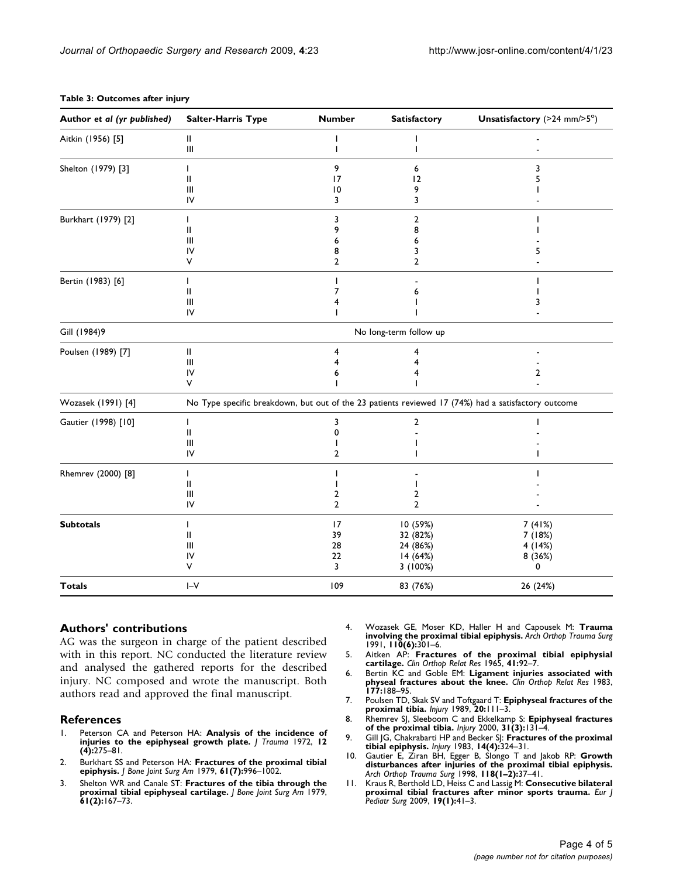**Table 3: Outcomes after injury**

| Author *et al* (yr published) | Salter-Harris Type | Number | Satisfactory | Unsatisfactory (>24 mm/>5°) |
|---|---|---|---|---|
| Aitkin (1956) [5] | II | 1 | 1 | - |
| | III | 1 | 1 | - |
| Shelton (1979) [3] | I | 9 | 6 | 3 |
| | II | 17 | 12 | 5 |
| | III | 10 | 9 | 1 |
| | IV | 3 | 3 | - |
| Burkhart (1979) [2] | I | 3 | 2 | 1 |
| | II | 9 | 8 | 1 |
| | III | 6 | 6 | - |
| | IV | 8 | 3 | 5 |
| | V | 2 | 2 | - |
| Bertin (1983) [6] | I | 1 | - | 1 |
| | II | 7 | 6 | 1 |
| | III | 4 | 1 | 3 |
| | IV | 1 | 1 | - |
| Gill (1984)9 | No long-term follow up | | | |
| Poulsen (1989) [7] | II | 4 | 4 | - |
| | III | 4 | 4 | - |
| | IV | 6 | 4 | 2 |
| | V | 1 | 1 | - |
| Wozasek (1991) [4] | No Type specific breakdown, but out of the 23 patients reviewed 17 (74%) had a satisfactory outcome | | | |
| Gautier (1998) [10] | I | 3 | 2 | 1 |
| | II | 0 | - | - |
| | III | 1 | 1 | - |
| | IV | 2 | 1 | 1 |
| Rhemrev (2000) [8] | I | 1 | - | 1 |
| | II | 1 | 1 | - |
| | III | 2 | 2 | - |
| | IV | 2 | 2 | - |
| **Subtotals** | I | 17 | 10 (59%) | 7 (41%) |
| | II | 39 | 32 (82%) | 7 (18%) |
| | III | 28 | 24 (86%) | 4 (14%) |
| | IV | 22 | 14 (64%) | 8 (36%) |
| | V | 3 | 3 (100%) | 0 |
| **Totals** | I–V | 109 | 83 (76%) | 26 (24%) |

## Authors' contributions

AG was the surgeon in charge of the patient described with in this report. NC conducted the literature review and analysed the gathered reports for the described injury. NC composed and wrote the manuscript. Both authors read and approved the final manuscript.

## References

1. Peterson CA and Peterson HA: **Analysis of the incidence of injuries to the epiphyseal growth plate.** *J Trauma* 1972, **12 (4):**275–81.
2. Burkhart SS and Peterson HA: **Fractures of the proximal tibial epiphysis.** *J Bone Joint Surg Am* 1979, **61(7):**996–1002.
3. Shelton WR and Canale ST: **Fractures of the tibia through the proximal tibial epiphyseal cartilage.** *J Bone Joint Surg Am* 1979, **61(2):**167–73.
4. Wozasek GE, Moser KD, Haller H and Capousek M: **Trauma involving the proximal tibial epiphysis.** *Arch Orthop Trauma Surg* 1991, **110(6):**301–6.
5. Aitken AP: **Fractures of the proximal tibial epiphysial cartilage.** *Clin Orthop Relat Res* 1965, **41:**92–7.
6. Bertin KC and Goble EM: **Ligament injuries associated with physeal fractures about the knee.** *Clin Orthop Relat Res* 1983, **177:**188–95.
7. Poulsen TD, Skak SV and Toftgaard T: **Epiphyseal fractures of the proximal tibia.** *Injury* 1989, **20:**111–3.
8. Rhemrev SJ, Sleeboom C and Ekkelkamp S: **Epiphyseal fractures of the proximal tibia.** *Injury* 2000, **31(3):**131–4.
9. Gill JG, Chakrabarti HP and Becker SJ: **Fractures of the proximal tibial epiphysis.** *Injury* 1983, **14(4):**324–31.
10. Gautier E, Ziran BH, Egger B, Slongo T and Jakob RP: **Growth disturbances after injuries of the proximal tibial epiphysis.** *Arch Orthop Trauma Surg* 1998, **118(1–2):**37–41.
11. Kraus R, Berthold LD, Heiss C and Lassig M: **Consecutive bilateral proximal tibial fractures after minor sports trauma.** *Eur J Pediatr Surg* 2009, **19(1):**41–3.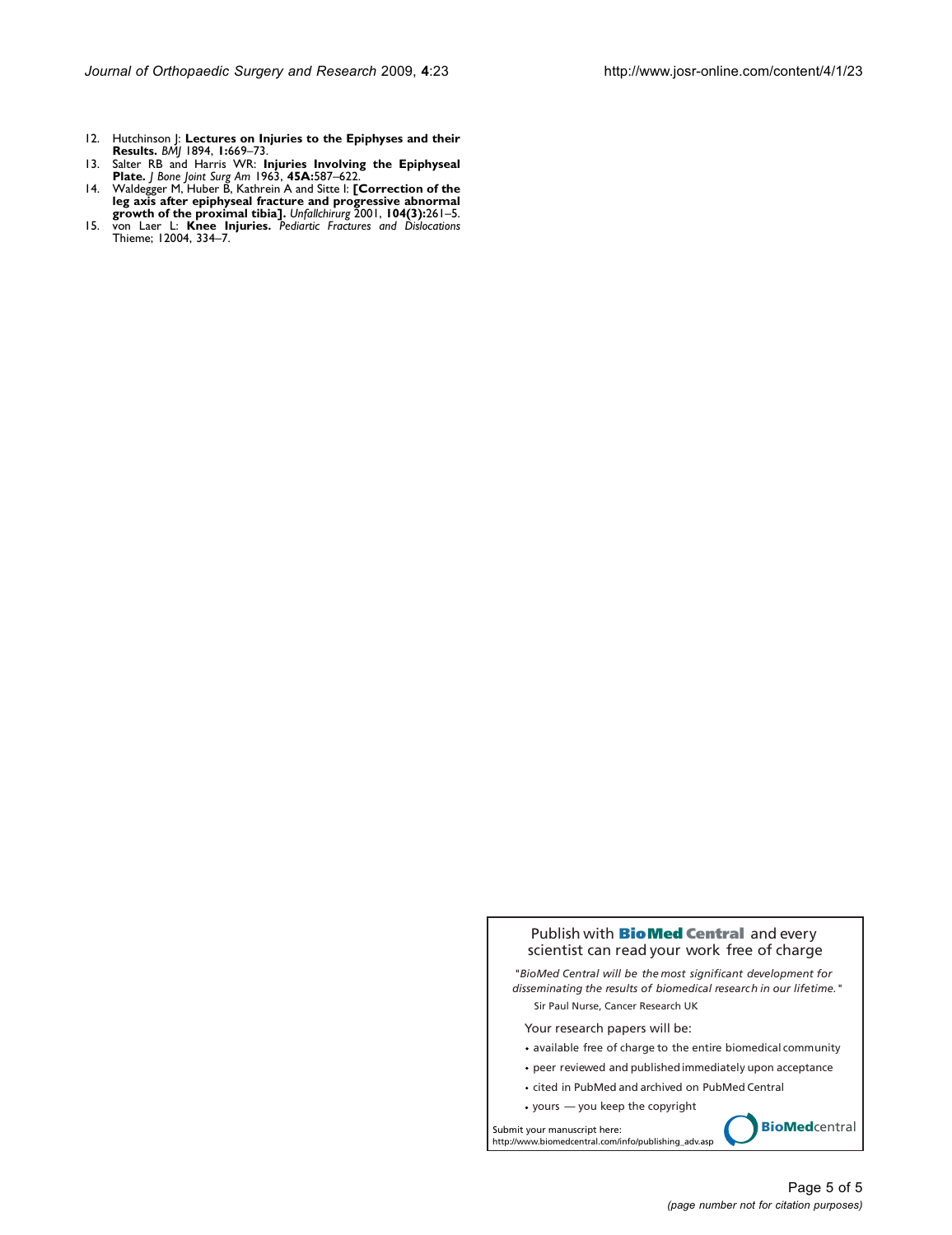12. Hutchinson J: **Lectures on Injuries to the Epiphyses and their Results.** *BMJ* 1894, **1:**669–73.
13. Salter RB and Harris WR: **Injuries Involving the Epiphyseal Plate.** *J Bone Joint Surg Am* 1963, **45A:**587–622.
14. Waldegger M, Huber B, Kathrein A and Sitte I: **[Correction of the leg axis after epiphyseal fracture and progressive abnormal growth of the proximal tibia].** *Unfallchirurg* 2001, **104(3):**261–5.
15. von Laer L: **Knee Injuries.** *Pediartic Fractures and Dislocations* Thieme; 12004, 334–7.

Publish with **BioMed Central** and every scientist can read your work free of charge

"*BioMed Central will be the most significant development for disseminating the results of biomedical research in our lifetime.*"

Sir Paul Nurse, Cancer Research UK

Your research papers will be:

- available free of charge to the entire biomedical community
- peer reviewed and published immediately upon acceptance
- cited in PubMed and archived on PubMed Central
- yours — you keep the copyright

Submit your manuscript here:
http://www.biomedcentral.com/info/publishing_adv.asp

**BioMed**central